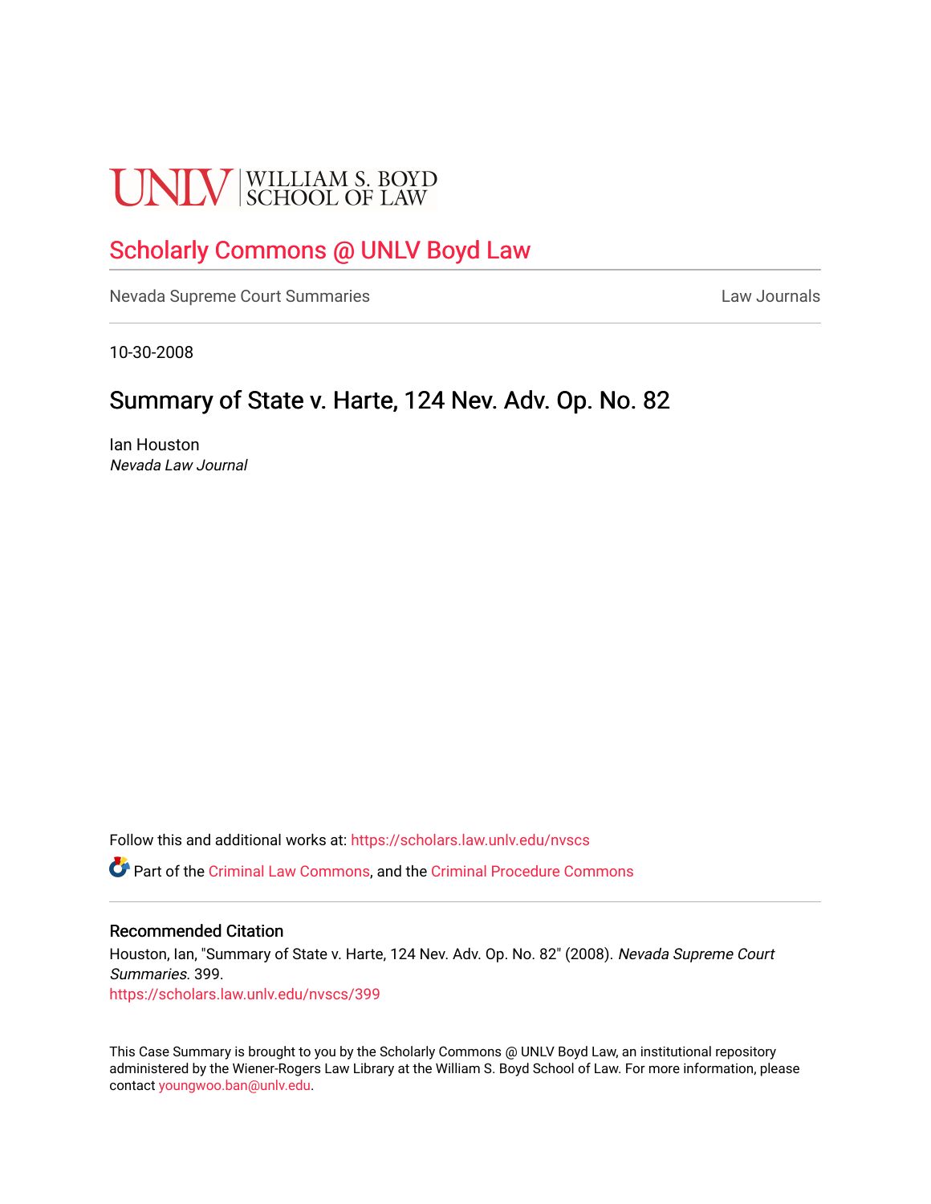UNLV | WILLIAM S. BOYD SCHOOL OF LAW

# Scholarly Commons @ UNLV Boyd Law

Nevada Supreme Court Summaries

Law Journals

10-30-2008

## Summary of State v. Harte, 124 Nev. Adv. Op. No. 82

Ian Houston
*Nevada Law Journal*

Follow this and additional works at: https://scholars.law.unlv.edu/nvscs

Part of the Criminal Law Commons, and the Criminal Procedure Commons

### Recommended Citation

Houston, Ian, "Summary of State v. Harte, 124 Nev. Adv. Op. No. 82" (2008). *Nevada Supreme Court Summaries*. 399.
https://scholars.law.unlv.edu/nvscs/399

This Case Summary is brought to you by the Scholarly Commons @ UNLV Boyd Law, an institutional repository administered by the Wiener-Rogers Law Library at the William S. Boyd School of Law. For more information, please contact youngwoo.ban@unlv.edu.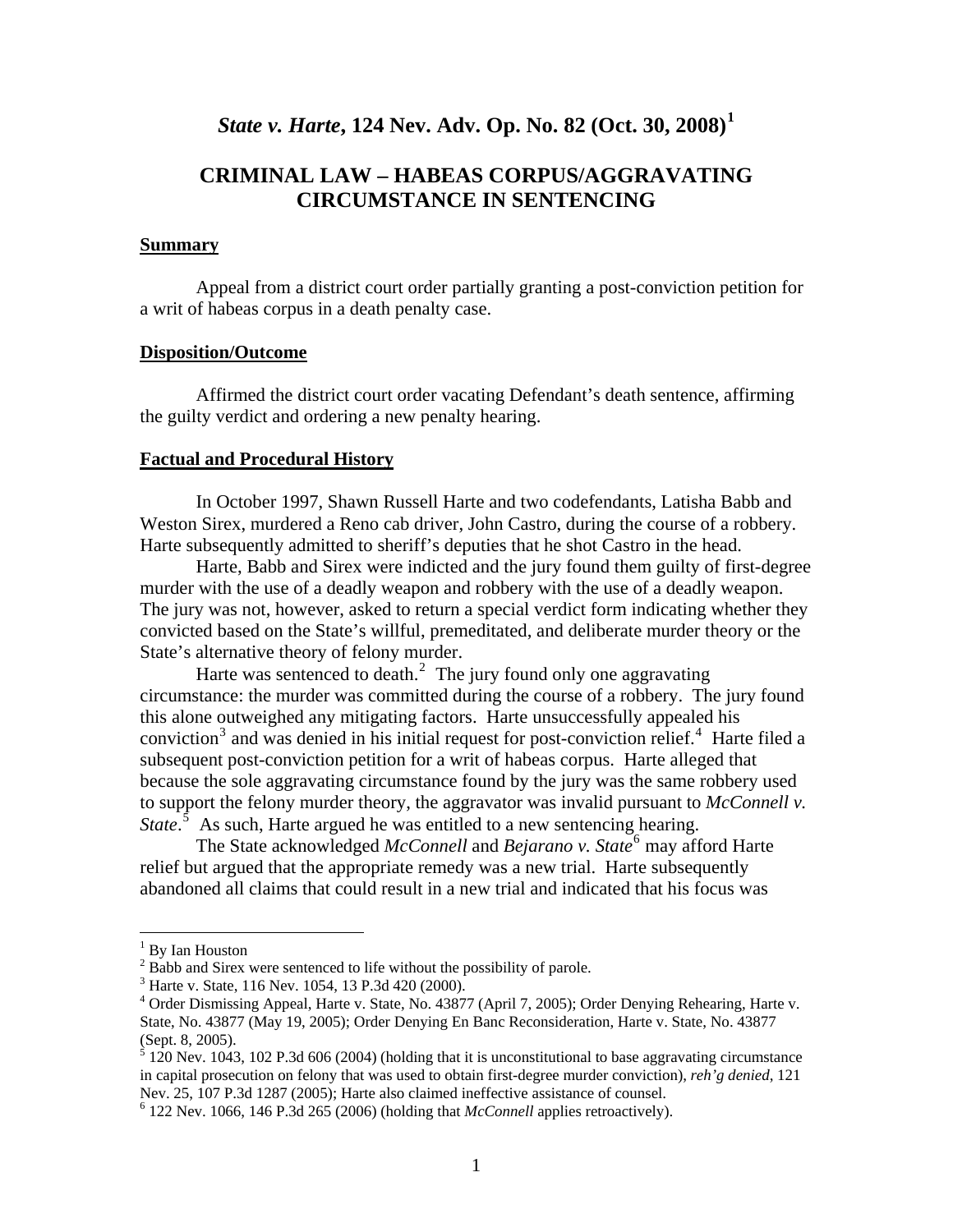# *State v. Harte*, 124 Nev. Adv. Op. No. 82 (Oct. 30, 2008)[1]

## CRIMINAL LAW – HABEAS CORPUS/AGGRAVATING CIRCUMSTANCE IN SENTENCING

### Summary

Appeal from a district court order partially granting a post-conviction petition for a writ of habeas corpus in a death penalty case.

### Disposition/Outcome

Affirmed the district court order vacating Defendant's death sentence, affirming the guilty verdict and ordering a new penalty hearing.

### Factual and Procedural History

In October 1997, Shawn Russell Harte and two codefendants, Latisha Babb and Weston Sirex, murdered a Reno cab driver, John Castro, during the course of a robbery. Harte subsequently admitted to sheriff's deputies that he shot Castro in the head.

Harte, Babb and Sirex were indicted and the jury found them guilty of first-degree murder with the use of a deadly weapon and robbery with the use of a deadly weapon. The jury was not, however, asked to return a special verdict form indicating whether they convicted based on the State's willful, premeditated, and deliberate murder theory or the State's alternative theory of felony murder.

Harte was sentenced to death.[2] The jury found only one aggravating circumstance: the murder was committed during the course of a robbery. The jury found this alone outweighed any mitigating factors. Harte unsuccessfully appealed his conviction[3] and was denied in his initial request for post-conviction relief.[4] Harte filed a subsequent post-conviction petition for a writ of habeas corpus. Harte alleged that because the sole aggravating circumstance found by the jury was the same robbery used to support the felony murder theory, the aggravator was invalid pursuant to *McConnell v. State*.[5] As such, Harte argued he was entitled to a new sentencing hearing.

The State acknowledged *McConnell* and *Bejarano v. State*[6] may afford Harte relief but argued that the appropriate remedy was a new trial. Harte subsequently abandoned all claims that could result in a new trial and indicated that his focus was

---

[1] By Ian Houston

[2] Babb and Sirex were sentenced to life without the possibility of parole.

[3] Harte v. State, 116 Nev. 1054, 13 P.3d 420 (2000).

[4] Order Dismissing Appeal, Harte v. State, No. 43877 (April 7, 2005); Order Denying Rehearing, Harte v. State, No. 43877 (May 19, 2005); Order Denying En Banc Reconsideration, Harte v. State, No. 43877 (Sept. 8, 2005).

[5] 120 Nev. 1043, 102 P.3d 606 (2004) (holding that it is unconstitutional to base aggravating circumstance in capital prosecution on felony that was used to obtain first-degree murder conviction), *reh'g denied*, 121 Nev. 25, 107 P.3d 1287 (2005); Harte also claimed ineffective assistance of counsel.

[6] 122 Nev. 1066, 146 P.3d 265 (2006) (holding that *McConnell* applies retroactively).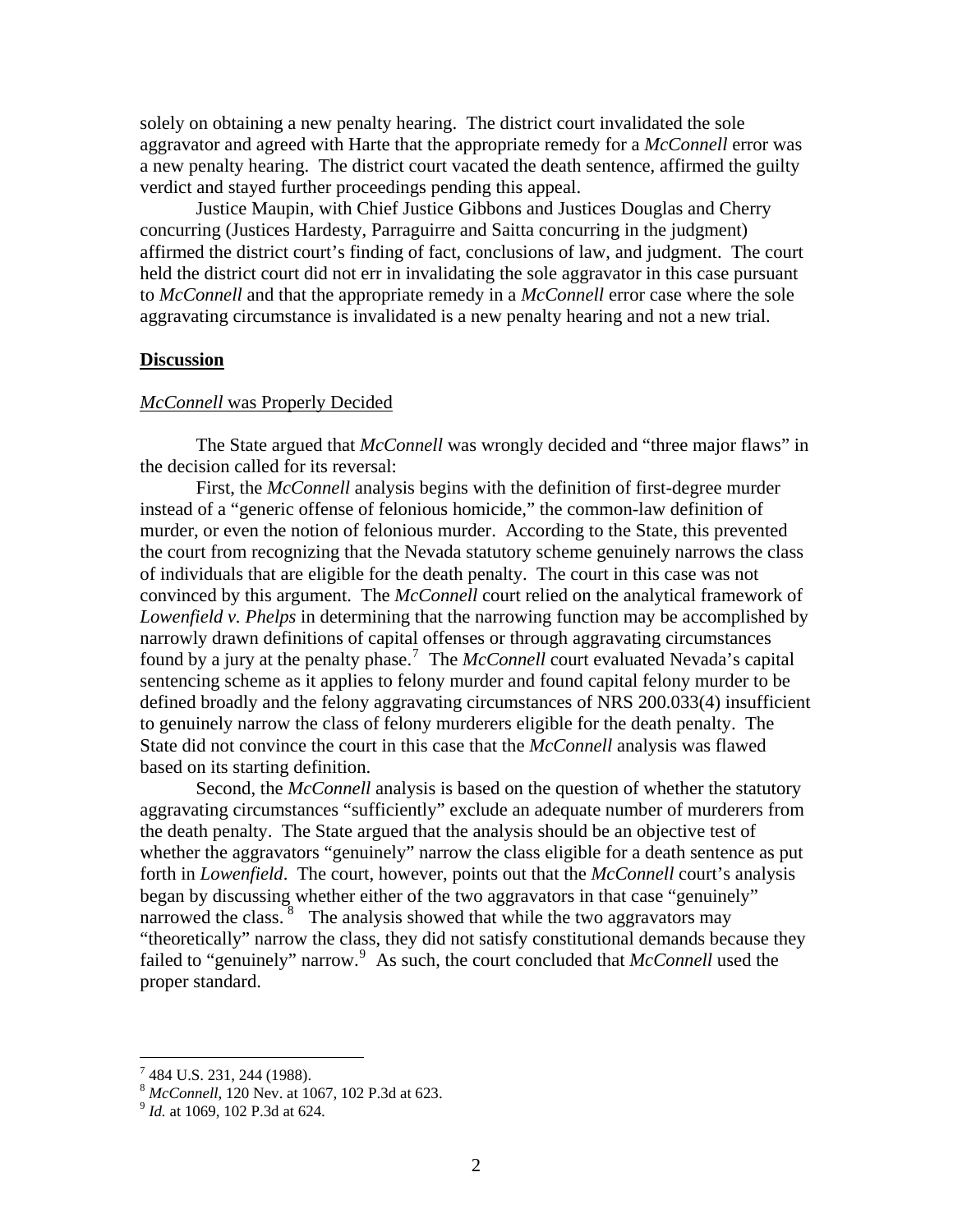solely on obtaining a new penalty hearing. The district court invalidated the sole aggravator and agreed with Harte that the appropriate remedy for a *McConnell* error was a new penalty hearing. The district court vacated the death sentence, affirmed the guilty verdict and stayed further proceedings pending this appeal.

Justice Maupin, with Chief Justice Gibbons and Justices Douglas and Cherry concurring (Justices Hardesty, Parraguirre and Saitta concurring in the judgment) affirmed the district court's finding of fact, conclusions of law, and judgment. The court held the district court did not err in invalidating the sole aggravator in this case pursuant to *McConnell* and that the appropriate remedy in a *McConnell* error case where the sole aggravating circumstance is invalidated is a new penalty hearing and not a new trial.

## Discussion

### *McConnell* was Properly Decided

The State argued that *McConnell* was wrongly decided and "three major flaws" in the decision called for its reversal:

First, the *McConnell* analysis begins with the definition of first-degree murder instead of a "generic offense of felonious homicide," the common-law definition of murder, or even the notion of felonious murder. According to the State, this prevented the court from recognizing that the Nevada statutory scheme genuinely narrows the class of individuals that are eligible for the death penalty. The court in this case was not convinced by this argument. The *McConnell* court relied on the analytical framework of *Lowenfield v. Phelps* in determining that the narrowing function may be accomplished by narrowly drawn definitions of capital offenses or through aggravating circumstances found by a jury at the penalty phase.[7] The *McConnell* court evaluated Nevada's capital sentencing scheme as it applies to felony murder and found capital felony murder to be defined broadly and the felony aggravating circumstances of NRS 200.033(4) insufficient to genuinely narrow the class of felony murderers eligible for the death penalty. The State did not convince the court in this case that the *McConnell* analysis was flawed based on its starting definition.

Second, the *McConnell* analysis is based on the question of whether the statutory aggravating circumstances "sufficiently" exclude an adequate number of murderers from the death penalty. The State argued that the analysis should be an objective test of whether the aggravators "genuinely" narrow the class eligible for a death sentence as put forth in *Lowenfield*. The court, however, points out that the *McConnell* court's analysis began by discussing whether either of the two aggravators in that case "genuinely" narrowed the class.[8] The analysis showed that while the two aggravators may "theoretically" narrow the class, they did not satisfy constitutional demands because they failed to "genuinely" narrow.[9] As such, the court concluded that *McConnell* used the proper standard.

---

[7] 484 U.S. 231, 244 (1988).

[8] *McConnell*, 120 Nev. at 1067, 102 P.3d at 623.

[9] *Id.* at 1069, 102 P.3d at 624.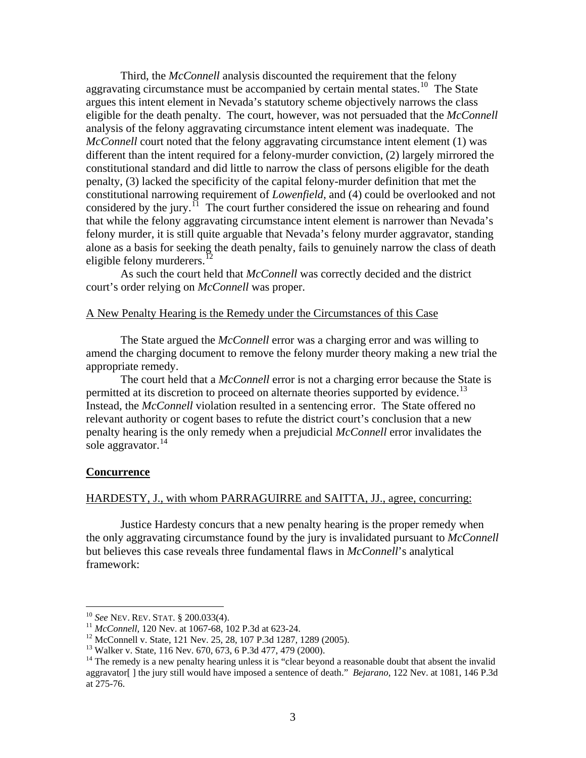Third, the *McConnell* analysis discounted the requirement that the felony aggravating circumstance must be accompanied by certain mental states.[10] The State argues this intent element in Nevada's statutory scheme objectively narrows the class eligible for the death penalty. The court, however, was not persuaded that the *McConnell* analysis of the felony aggravating circumstance intent element was inadequate. The *McConnell* court noted that the felony aggravating circumstance intent element (1) was different than the intent required for a felony-murder conviction, (2) largely mirrored the constitutional standard and did little to narrow the class of persons eligible for the death penalty, (3) lacked the specificity of the capital felony-murder definition that met the constitutional narrowing requirement of *Lowenfield*, and (4) could be overlooked and not considered by the jury.[11] The court further considered the issue on rehearing and found that while the felony aggravating circumstance intent element is narrower than Nevada's felony murder, it is still quite arguable that Nevada's felony murder aggravator, standing alone as a basis for seeking the death penalty, fails to genuinely narrow the class of death eligible felony murderers.[12]

As such the court held that *McConnell* was correctly decided and the district court's order relying on *McConnell* was proper.

A New Penalty Hearing is the Remedy under the Circumstances of this Case

The State argued the *McConnell* error was a charging error and was willing to amend the charging document to remove the felony murder theory making a new trial the appropriate remedy.

The court held that a *McConnell* error is not a charging error because the State is permitted at its discretion to proceed on alternate theories supported by evidence.[13] Instead, the *McConnell* violation resulted in a sentencing error. The State offered no relevant authority or cogent bases to refute the district court's conclusion that a new penalty hearing is the only remedy when a prejudicial *McConnell* error invalidates the sole aggravator.[14]

## Concurrence

HARDESTY, J., with whom PARRAGUIRRE and SAITTA, JJ., agree, concurring:

Justice Hardesty concurs that a new penalty hearing is the proper remedy when the only aggravating circumstance found by the jury is invalidated pursuant to *McConnell* but believes this case reveals three fundamental flaws in *McConnell*'s analytical framework:

---

[10] *See* NEV. REV. STAT. § 200.033(4).

[11] *McConnell*, 120 Nev. at 1067-68, 102 P.3d at 623-24.

[12] McConnell v. State, 121 Nev. 25, 28, 107 P.3d 1287, 1289 (2005).

[13] Walker v. State, 116 Nev. 670, 673, 6 P.3d 477, 479 (2000).

[14] The remedy is a new penalty hearing unless it is "clear beyond a reasonable doubt that absent the invalid aggravator[ ] the jury still would have imposed a sentence of death." *Bejarano*, 122 Nev. at 1081, 146 P.3d at 275-76.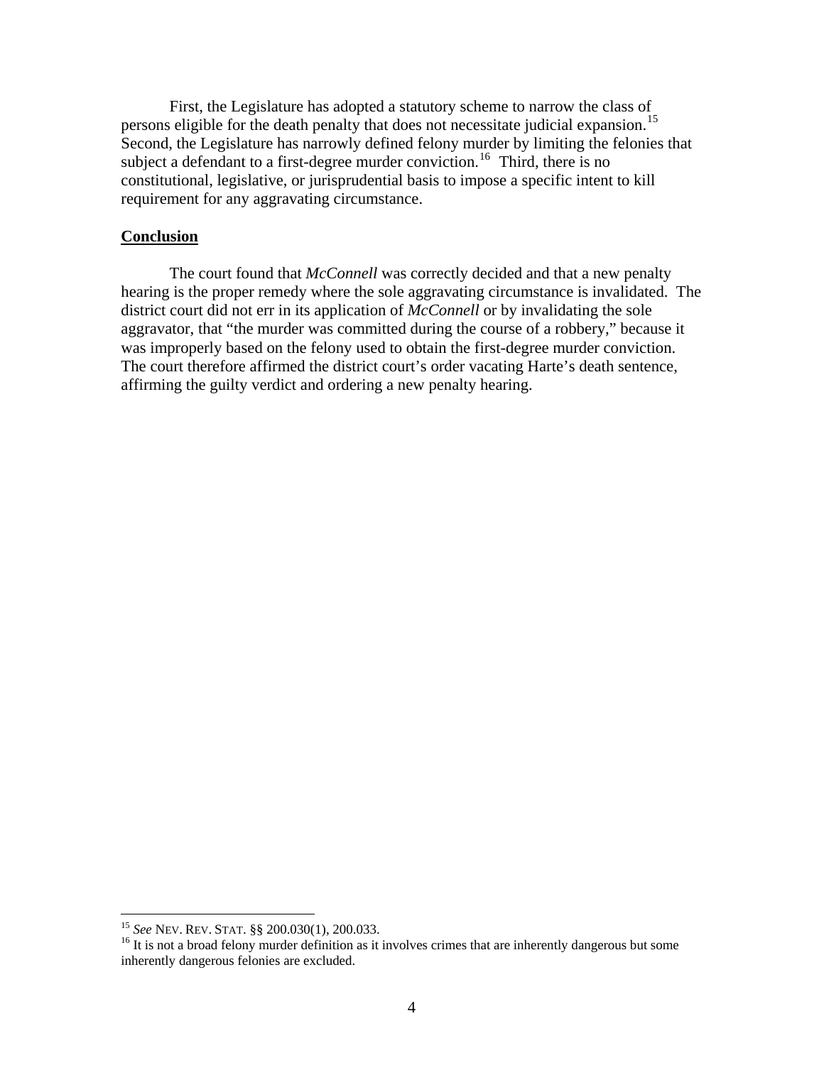First, the Legislature has adopted a statutory scheme to narrow the class of persons eligible for the death penalty that does not necessitate judicial expansion.[15] Second, the Legislature has narrowly defined felony murder by limiting the felonies that subject a defendant to a first-degree murder conviction.[16] Third, there is no constitutional, legislative, or jurisprudential basis to impose a specific intent to kill requirement for any aggravating circumstance.

**Conclusion**

The court found that *McConnell* was correctly decided and that a new penalty hearing is the proper remedy where the sole aggravating circumstance is invalidated. The district court did not err in its application of *McConnell* or by invalidating the sole aggravator, that "the murder was committed during the course of a robbery," because it was improperly based on the felony used to obtain the first-degree murder conviction. The court therefore affirmed the district court's order vacating Harte's death sentence, affirming the guilty verdict and ordering a new penalty hearing.

---

[15] *See* NEV. REV. STAT. §§ 200.030(1), 200.033.

[16] It is not a broad felony murder definition as it involves crimes that are inherently dangerous but some inherently dangerous felonies are excluded.